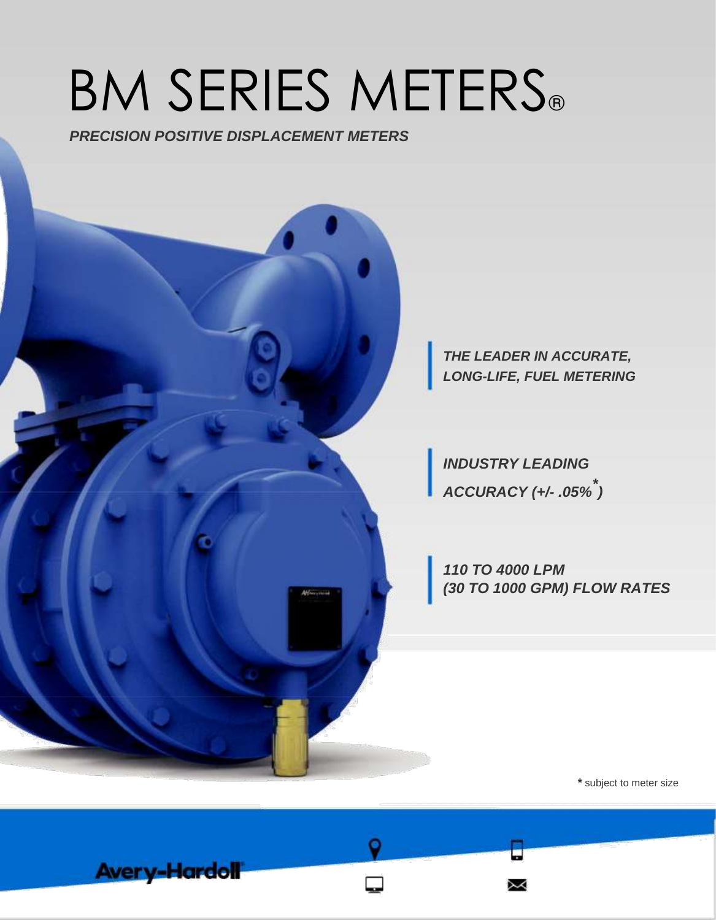# BM SERIES METERS®

***PRECISION POSITIVE DISPLACEMENT METERS***

***THE LEADER IN ACCURATE, LONG-LIFE, FUEL METERING***

***INDUSTRY LEADING ACCURACY (+/- .05%*)***

***110 TO 4000 LPM (30 TO 1000 GPM) FLOW RATES***

**\*** subject to meter size

Avery-Hardoll®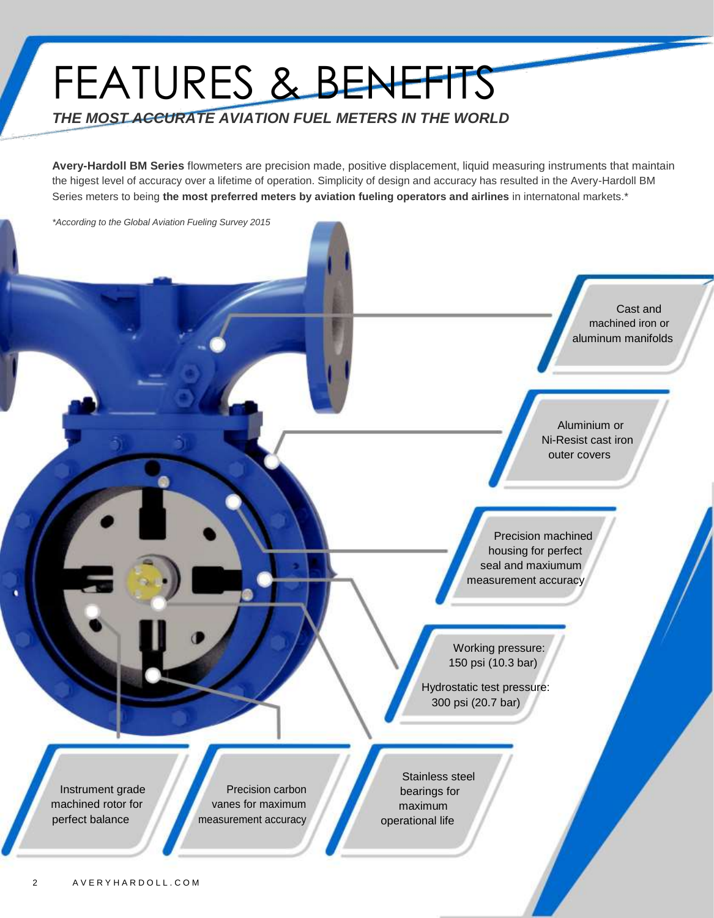# FEATURES & BENEFITS

***THE MOST ACCURATE AVIATION FUEL METERS IN THE WORLD***

**Avery-Hardoll BM Series** flowmeters are precision made, positive displacement, liquid measuring instruments that maintain the higest level of accuracy over a lifetime of operation. Simplicity of design and accuracy has resulted in the Avery-Hardoll BM Series meters to being **the most preferred meters by aviation fueling operators and airlines** in internatonal markets.*

*\*According to the Global Aviation Fueling Survey 2015*

Cast and machined iron or aluminum manifolds

Aluminium or Ni-Resist cast iron outer covers

Precision machined housing for perfect seal and maxiumum measurement accuracy

Working pressure: 150 psi (10.3 bar)

Hydrostatic test pressure: 300 psi (20.7 bar)

Instrument grade machined rotor for perfect balance

Precision carbon vanes for maximum measurement accuracy

Stainless steel bearings for maximum operational life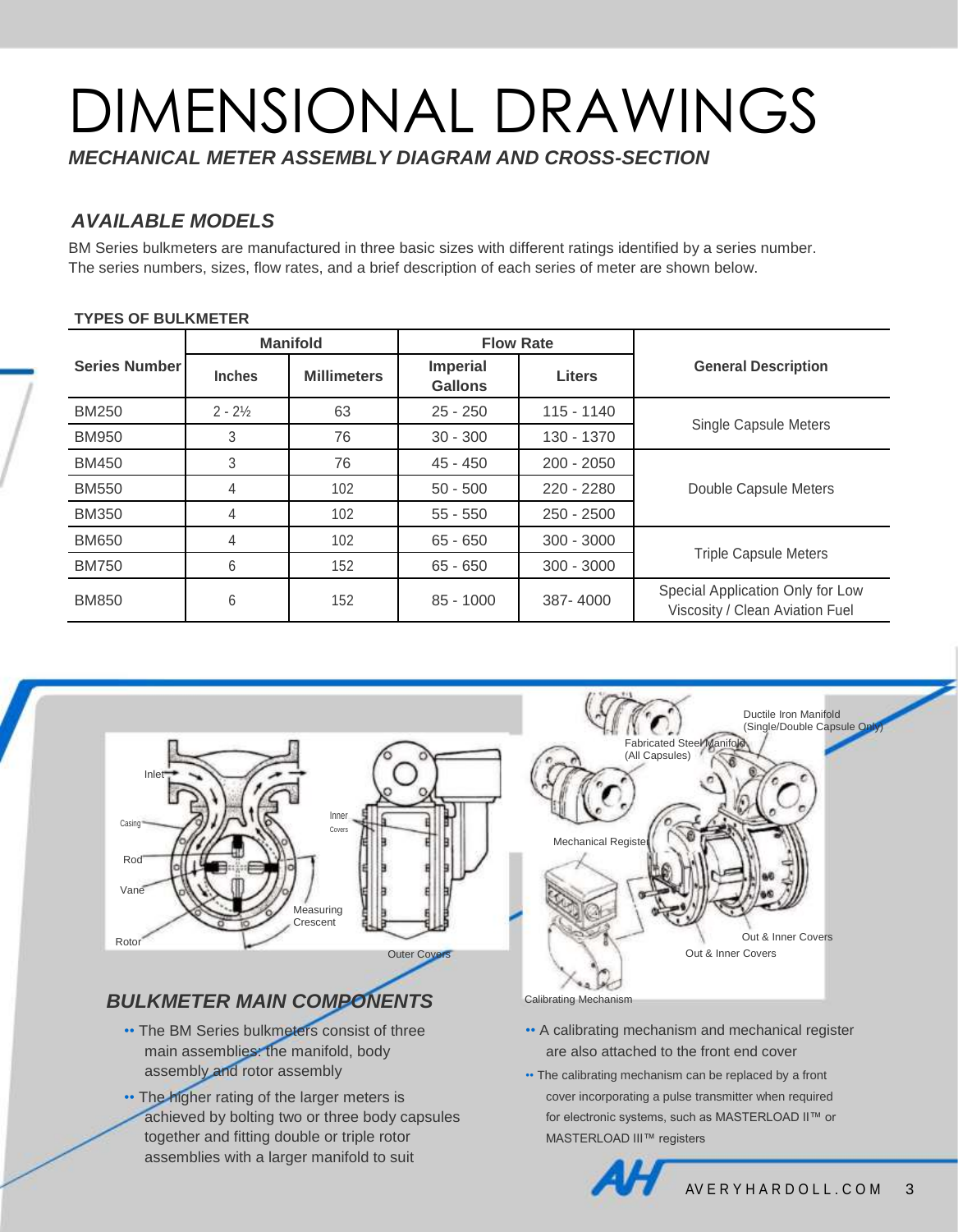# DIMENSIONAL DRAWINGS

***MECHANICAL METER ASSEMBLY DIAGRAM AND CROSS-SECTION***

## *AVAILABLE MODELS*

BM Series bulkmeters are manufactured in three basic sizes with different ratings identified by a series number. The series numbers, sizes, flow rates, and a brief description of each series of meter are shown below.

**TYPES OF BULKMETER**

| Series Number | Manifold | | Flow Rate | | General Description |
|---|---|---|---|---|---|
| | Inches | Millimeters | Imperial Gallons | Liters | |
| BM250 | 2 - 2½ | 63 | 25 - 250 | 115 - 1140 | Single Capsule Meters |
| BM950 | 3 | 76 | 30 - 300 | 130 - 1370 | |
| BM450 | 3 | 76 | 45 - 450 | 200 - 2050 | Double Capsule Meters |
| BM550 | 4 | 102 | 50 - 500 | 220 - 2280 | |
| BM350 | 4 | 102 | 55 - 550 | 250 - 2500 | |
| BM650 | 4 | 102 | 65 - 650 | 300 - 3000 | Triple Capsule Meters |
| BM750 | 6 | 152 | 65 - 650 | 300 - 3000 | |
| BM850 | 6 | 152 | 85 - 1000 | 387- 4000 | Special Application Only for Low Viscosity / Clean Aviation Fuel |

Inlet, Casing, Rod, Vane, Rotor, Inner Covers, Measuring Crescent, Outer Covers

Ductile Iron Manifold (Single/Double Capsule Only), Fabricated Steel Manifold (All Capsules), Mechanical Register, Out & Inner Covers, Out & Inner Covers, Calibrating Mechanism

## *BULKMETER MAIN COMPONENTS*

- The BM Series bulkmeters consist of three main assemblies: the manifold, body assembly and rotor assembly
- The higher rating of the larger meters is achieved by bolting two or three body capsules together and fitting double or triple rotor assemblies with a larger manifold to suit
- A calibrating mechanism and mechanical register are also attached to the front end cover
- The calibrating mechanism can be replaced by a front cover incorporating a pulse transmitter when required for electronic systems, such as MASTERLOAD II™ or MASTERLOAD III™ registers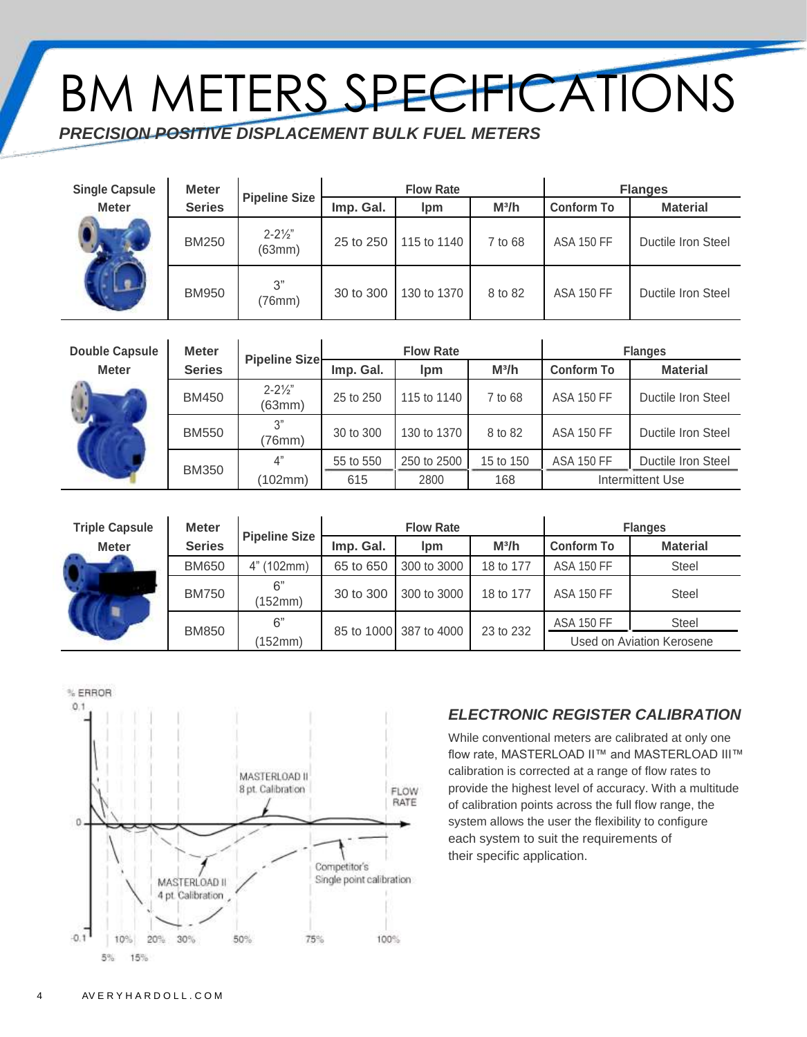# BM METERS SPECIFICATIONS

***PRECISION POSITIVE DISPLACEMENT BULK FUEL METERS***

| Single Capsule Meter | Meter Series | Pipeline Size | Flow Rate | | | Flanges | |
|---|---|---|---|---|---|---|---|
| | | | Imp. Gal. | lpm | M³/h | Conform To | Material |
| | BM250 | 2-2½" (63mm) | 25 to 250 | 115 to 1140 | 7 to 68 | ASA 150 FF | Ductile Iron Steel |
| | BM950 | 3" (76mm) | 30 to 300 | 130 to 1370 | 8 to 82 | ASA 150 FF | Ductile Iron Steel |

| Double Capsule Meter | Meter Series | Pipeline Size | Flow Rate | | | Flanges | |
|---|---|---|---|---|---|---|---|
| | | | Imp. Gal. | lpm | M³/h | Conform To | Material |
| | BM450 | 2-2½" (63mm) | 25 to 250 | 115 to 1140 | 7 to 68 | ASA 150 FF | Ductile Iron Steel |
| | BM550 | 3" (76mm) | 30 to 300 | 130 to 1370 | 8 to 82 | ASA 150 FF | Ductile Iron Steel |
| | BM350 | 4" (102mm) | 55 to 550 | 250 to 2500 | 15 to 150 | ASA 150 FF | Ductile Iron Steel |
| | | | 615 | 2800 | 168 | Intermittent Use | |

| Triple Capsule Meter | Meter Series | Pipeline Size | Flow Rate | | | Flanges | |
|---|---|---|---|---|---|---|---|
| | | | Imp. Gal. | lpm | M³/h | Conform To | Material |
| | BM650 | 4" (102mm) | 65 to 650 | 300 to 3000 | 18 to 177 | ASA 150 FF | Steel |
| | BM750 | 6" (152mm) | 30 to 300 | 300 to 3000 | 18 to 177 | ASA 150 FF | Steel |
| | BM850 | 6" (152mm) | 85 to 1000 | 387 to 4000 | 23 to 232 | ASA 150 FF | Steel |
| | | | | | | Used on Aviation Kerosene | |

% ERROR

0.1

0

-0.1

MASTERLOAD II 8 pt. Calibration

MASTERLOAD II 4 pt. Calibration

Competitor's Single point calibration

FLOW RATE

5% 10% 15% 20% 30% 50% 75% 100%

### *ELECTRONIC REGISTER CALIBRATION*

While conventional meters are calibrated at only one flow rate, MASTERLOAD II™ and MASTERLOAD III™ calibration is corrected at a range of flow rates to provide the highest level of accuracy. With a multitude of calibration points across the full flow range, the system allows the user the flexibility to configure each system to suit the requirements of their specific application.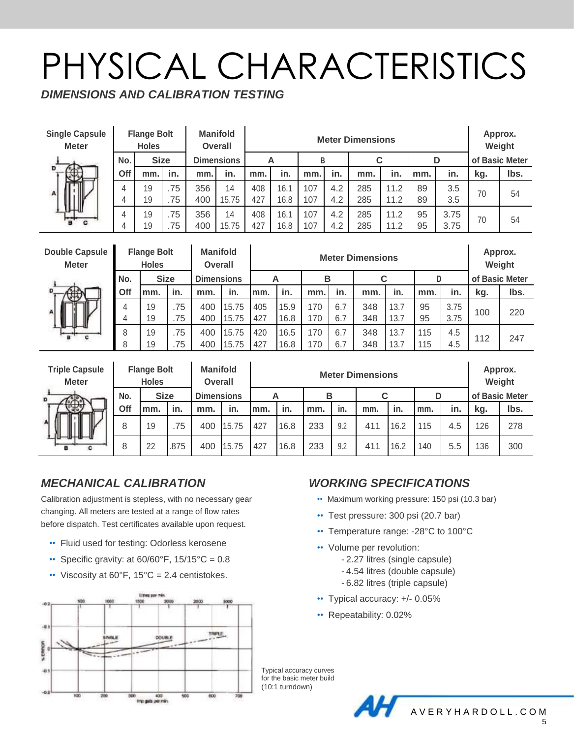# PHYSICAL CHARACTERISTICS

***DIMENSIONS AND CALIBRATION TESTING***

| Single Capsule Meter | Flange Bolt Holes | | | Manifold Overall | | Meter Dimensions | | | | | | | | Approx. Weight | |
|---|---|---|---|---|---|---|---|---|---|---|---|---|---|---|---|
| | No. | Size | | Dimensions | | A | | B | | C | | D | | of Basic Meter | |
| | Off | mm. | in. | mm. | in. | mm. | in. | mm. | in. | mm. | in. | mm. | in. | kg. | lbs. |
| | 4<br>4 | 19<br>19 | .75<br>.75 | 356<br>400 | 14<br>15.75 | 408<br>427 | 16.1<br>16.8 | 107<br>107 | 4.2<br>4.2 | 285<br>285 | 11.2<br>11.2 | 89<br>89 | 3.5<br>3.5 | 70 | 54 |
| | 4<br>4 | 19<br>19 | .75<br>.75 | 356<br>400 | 14<br>15.75 | 408<br>427 | 16.1<br>16.8 | 107<br>107 | 4.2<br>4.2 | 285<br>285 | 11.2<br>11.2 | 95<br>95 | 3.75<br>3.75 | 70 | 54 |

| Double Capsule Meter | Flange Bolt Holes | | | Manifold Overall | | Meter Dimensions | | | | | | | | Approx. Weight | |
|---|---|---|---|---|---|---|---|---|---|---|---|---|---|---|---|
| | No. | Size | | Dimensions | | A | | B | | C | | D | | of Basic Meter | |
| | Off | mm. | in. | mm. | in. | mm. | in. | mm. | in. | mm. | in. | mm. | in. | kg. | lbs. |
| | 4<br>4 | 19<br>19 | .75<br>.75 | 400<br>400 | 15.75<br>15.75 | 405<br>427 | 15.9<br>16.8 | 170<br>170 | 6.7<br>6.7 | 348<br>348 | 13.7<br>13.7 | 95<br>95 | 3.75<br>3.75 | 100 | 220 |
| | 8<br>8 | 19<br>19 | .75<br>.75 | 400<br>400 | 15.75<br>15.75 | 420<br>427 | 16.5<br>16.8 | 170<br>170 | 6.7<br>6.7 | 348<br>348 | 13.7<br>13.7 | 115<br>115 | 4.5<br>4.5 | 112 | 247 |

| Triple Capsule Meter | Flange Bolt Holes | | | Manifold Overall | | Meter Dimensions | | | | | | | | Approx. Weight | |
|---|---|---|---|---|---|---|---|---|---|---|---|---|---|---|---|
| | No. | Size | | Dimensions | | A | | B | | C | | D | | of Basic Meter | |
| | Off | mm. | in. | mm. | in. | mm. | in. | mm. | in. | mm. | in. | mm. | in. | kg. | lbs. |
| | 8 | 19 | .75 | 400 | 15.75 | 427 | 16.8 | 233 | 9.2 | 411 | 16.2 | 115 | 4.5 | 126 | 278 |
| | 8 | 22 | .875 | 400 | 15.75 | 427 | 16.8 | 233 | 9.2 | 411 | 16.2 | 140 | 5.5 | 136 | 300 |

## *MECHANICAL CALIBRATION*

Calibration adjustment is stepless, with no necessary gear changing. All meters are tested at a range of flow rates before dispatch. Test certificates available upon request.

- Fluid used for testing: Odorless kerosene
- Specific gravity: at 60/60°F, 15/15°C = 0.8
- Viscosity at 60°F, 15°C = 2.4 centistokes.

Typical accuracy curves for the basic meter build (10:1 turndown)

## *WORKING SPECIFICATIONS*

- Maximum working pressure: 150 psi (10.3 bar)
- Test pressure: 300 psi (20.7 bar)
- Temperature range: -28°C to 100°C
- Volume per revolution:
  - 2.27 litres (single capsule)
  - 4.54 litres (double capsule)
  - 6.82 litres (triple capsule)
- Typical accuracy: +/- 0.05%
- Repeatability: 0.02%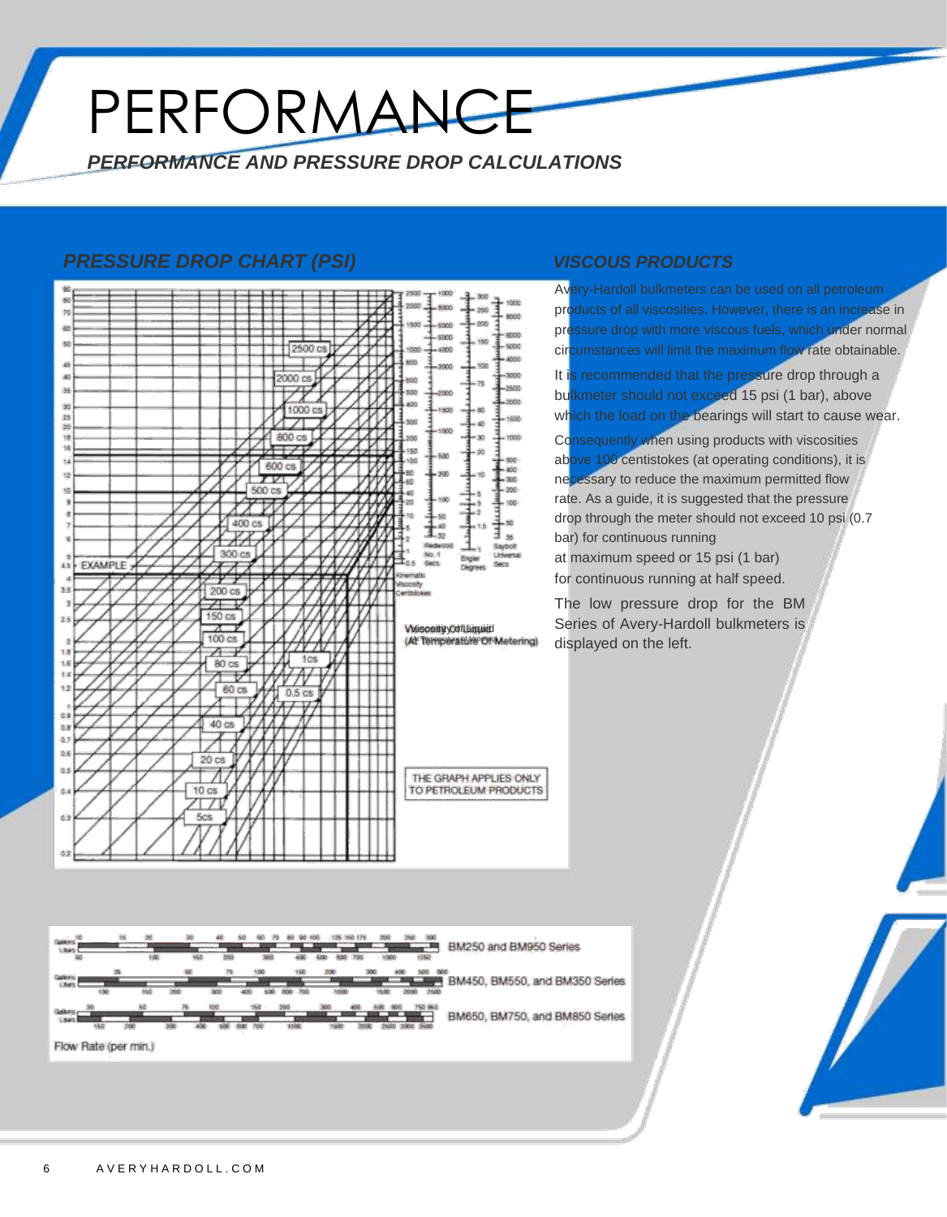# PERFORMANCE

***PERFORMANCE AND PRESSURE DROP CALCULATIONS***

## *PRESSURE DROP CHART (PSI)*

EXAMPLE

2500 cs
2000 cs
1000 cs
800 cs
600 cs
500 cs
400 cs
300 cs
200 cs
150 cs
100 cs
80 cs
60 cs
40 cs
20 cs
10 cs
5cs
1cs
0.5 cs

Kinematic Viscosity Centistokes
Redwood No. 1 Secs
Engler Degrees
Saybolt Universal Secs

Viscosity Of Liquid (At Temperature Of Metering)

THE GRAPH APPLIES ONLY TO PETROLEUM PRODUCTS

BM250 and BM950 Series

BM450, BM550, and BM350 Series

BM650, BM750, and BM850 Series

Flow Rate (per min.)

## *VISCOUS PRODUCTS*

Avery-Hardoll bulkmeters can be used on all petroleum products of all viscosities. However, there is an increase in pressure drop with more viscous fuels, which under normal circumstances will limit the maximum flow rate obtainable.

It is recommended that the pressure drop through a bulkmeter should not exceed 15 psi (1 bar), above which the load on the bearings will start to cause wear.

Consequently when using products with viscosities above 100 centistokes (at operating conditions), it is necessary to reduce the maximum permitted flow rate. As a guide, it is suggested that the pressure drop through the meter should not exceed 10 psi (0.7 bar) for continuous running at maximum speed or 15 psi (1 bar) for continuous running at half speed.

The low pressure drop for the BM Series of Avery-Hardoll bulkmeters is displayed on the left.